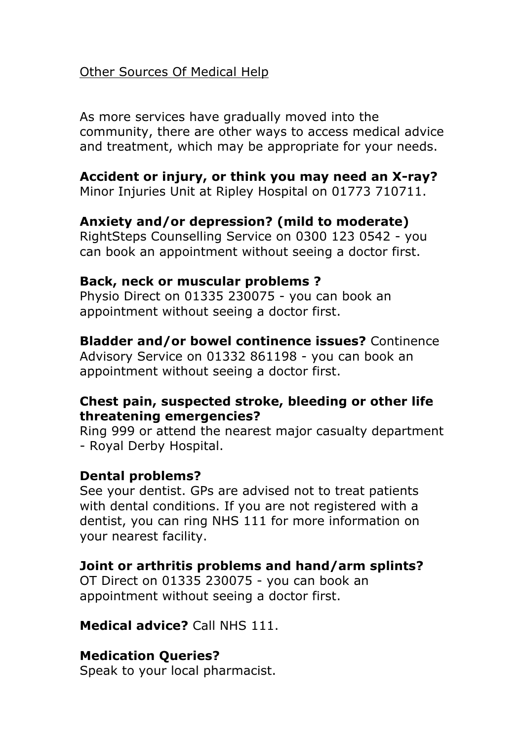## Other Sources Of Medical Help

As more services have gradually moved into the community, there are other ways to access medical advice and treatment, which may be appropriate for your needs.

**Accident or injury, or think you may need an X-ray?**
Minor Injuries Unit at Ripley Hospital on 01773 710711.

**Anxiety and/or depression? (mild to moderate)**
RightSteps Counselling Service on 0300 123 0542 - you can book an appointment without seeing a doctor first.

**Back, neck or muscular problems ?**
Physio Direct on 01335 230075 - you can book an appointment without seeing a doctor first.

**Bladder and/or bowel continence issues?** Continence Advisory Service on 01332 861198 - you can book an appointment without seeing a doctor first.

**Chest pain, suspected stroke, bleeding or other life threatening emergencies?**
Ring 999 or attend the nearest major casualty department - Royal Derby Hospital.

**Dental problems?**
See your dentist. GPs are advised not to treat patients with dental conditions. If you are not registered with a dentist, you can ring NHS 111 for more information on your nearest facility.

**Joint or arthritis problems and hand/arm splints?**
OT Direct on 01335 230075 - you can book an appointment without seeing a doctor first.

**Medical advice?** Call NHS 111.

**Medication Queries?**
Speak to your local pharmacist.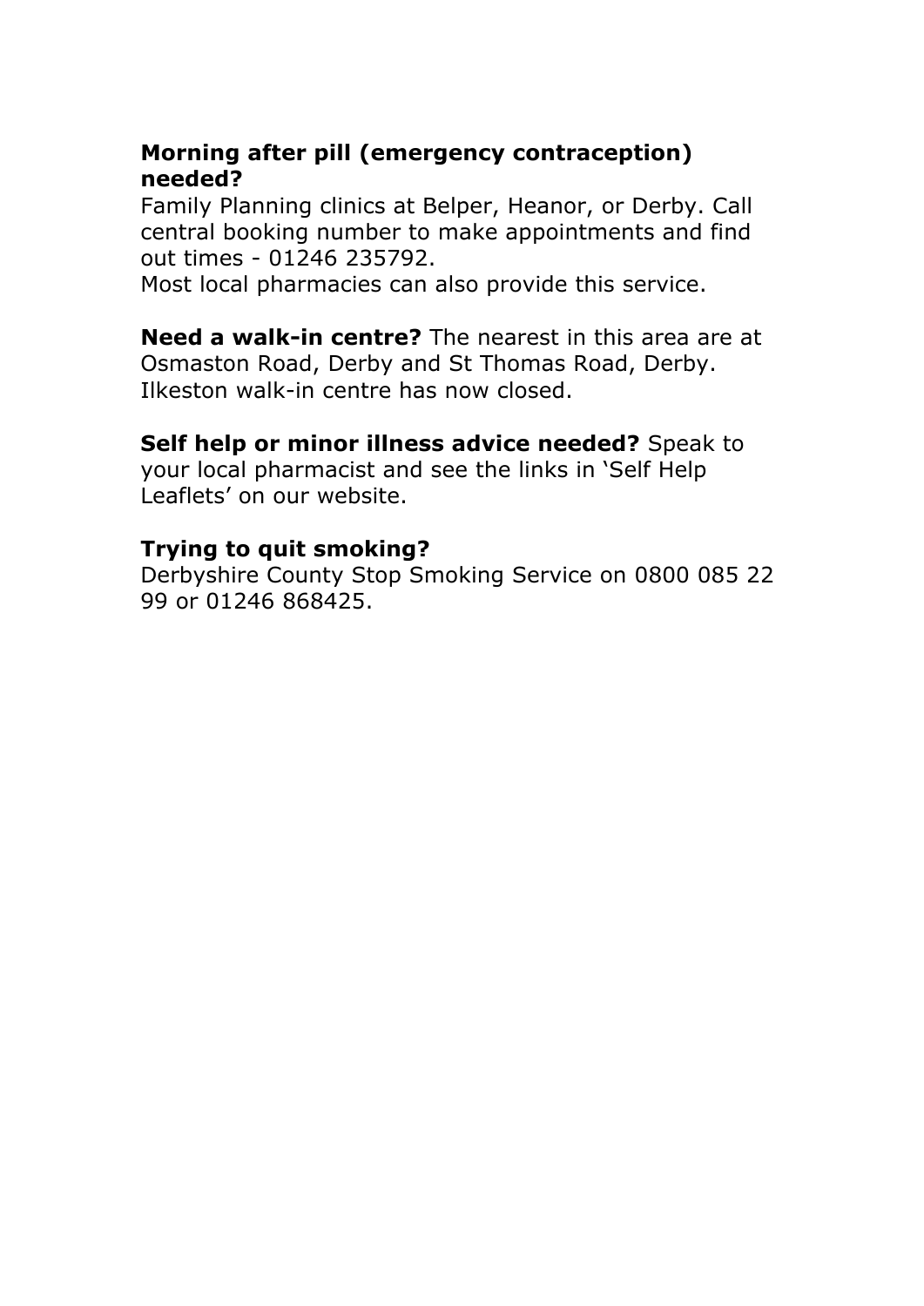**Morning after pill (emergency contraception) needed?**
Family Planning clinics at Belper, Heanor, or Derby. Call central booking number to make appointments and find out times - 01246 235792.
Most local pharmacies can also provide this service.

**Need a walk-in centre?** The nearest in this area are at Osmaston Road, Derby and St Thomas Road, Derby. Ilkeston walk-in centre has now closed.

**Self help or minor illness advice needed?** Speak to your local pharmacist and see the links in 'Self Help Leaflets' on our website.

**Trying to quit smoking?**
Derbyshire County Stop Smoking Service on 0800 085 22 99 or 01246 868425.